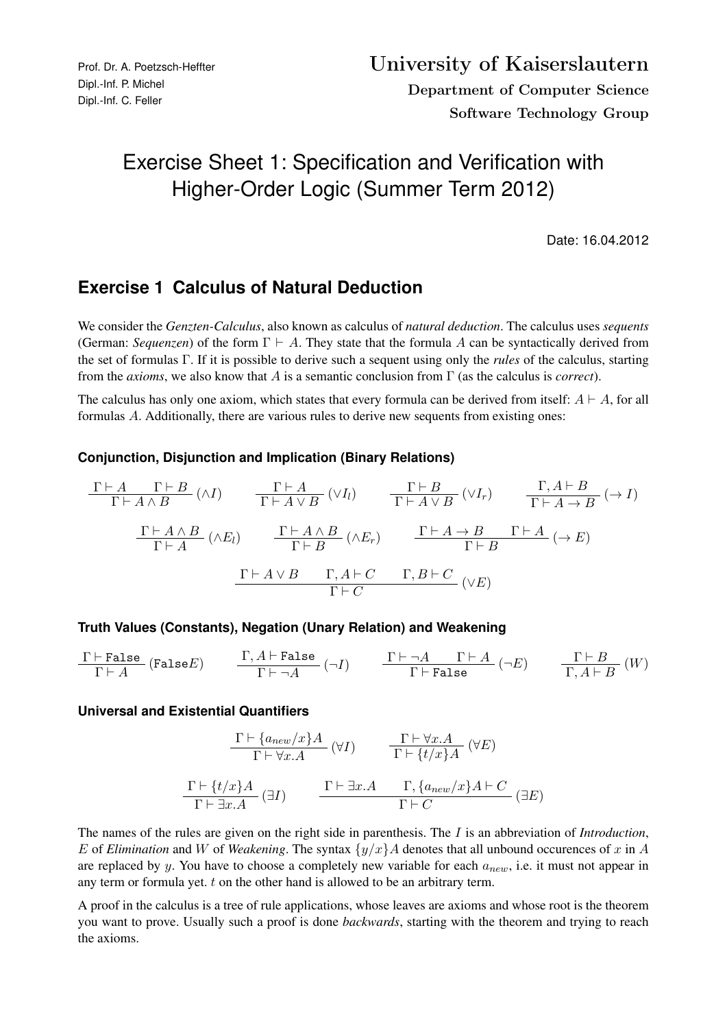Prof. Dr. A. Poetzsch-Heffter
Dipl.-Inf. P. Michel
Dipl.-Inf. C. Feller

**University of Kaiserslautern**
**Department of Computer Science**
**Software Technology Group**

# Exercise Sheet 1: Specification and Verification with Higher-Order Logic (Summer Term 2012)

Date: 16.04.2012

## Exercise 1 Calculus of Natural Deduction

We consider the *Genzten-Calculus*, also known as calculus of *natural deduction*. The calculus uses *sequents* (German: *Sequenzen*) of the form $\Gamma \vdash A$. They state that the formula $A$ can be syntactically derived from the set of formulas $\Gamma$. If it is possible to derive such a sequent using only the *rules* of the calculus, starting from the *axioms*, we also know that $A$ is a semantic conclusion from $\Gamma$ (as the calculus is *correct*).

The calculus has only one axiom, which states that every formula can be derived from itself: $A \vdash A$, for all formulas $A$. Additionally, there are various rules to derive new sequents from existing ones:

### Conjunction, Disjunction and Implication (Binary Relations)

$$\frac{\Gamma \vdash A \qquad \Gamma \vdash B}{\Gamma \vdash A \wedge B}\,(\wedge I) \qquad \frac{\Gamma \vdash A}{\Gamma \vdash A \vee B}\,(\vee I_l) \qquad \frac{\Gamma \vdash B}{\Gamma \vdash A \vee B}\,(\vee I_r) \qquad \frac{\Gamma, A \vdash B}{\Gamma \vdash A \rightarrow B}\,(\rightarrow I)$$

$$\frac{\Gamma \vdash A \wedge B}{\Gamma \vdash A}\,(\wedge E_l) \qquad \frac{\Gamma \vdash A \wedge B}{\Gamma \vdash B}\,(\wedge E_r) \qquad \frac{\Gamma \vdash A \rightarrow B \qquad \Gamma \vdash A}{\Gamma \vdash B}\,(\rightarrow E)$$

$$\frac{\Gamma \vdash A \vee B \qquad \Gamma, A \vdash C \qquad \Gamma, B \vdash C}{\Gamma \vdash C}\,(\vee E)$$

### Truth Values (Constants), Negation (Unary Relation) and Weakening

$$\frac{\Gamma \vdash \texttt{False}}{\Gamma \vdash A}\,(\texttt{False}E) \qquad \frac{\Gamma, A \vdash \texttt{False}}{\Gamma \vdash \neg A}\,(\neg I) \qquad \frac{\Gamma \vdash \neg A \qquad \Gamma \vdash A}{\Gamma \vdash \texttt{False}}\,(\neg E) \qquad \frac{\Gamma \vdash B}{\Gamma, A \vdash B}\,(W)$$

### Universal and Existential Quantifiers

$$\frac{\Gamma \vdash \{a_{new}/x\}A}{\Gamma \vdash \forall x.A}\,(\forall I) \qquad \frac{\Gamma \vdash \forall x.A}{\Gamma \vdash \{t/x\}A}\,(\forall E)$$

$$\frac{\Gamma \vdash \{t/x\}A}{\Gamma \vdash \exists x.A}\,(\exists I) \qquad \frac{\Gamma \vdash \exists x.A \qquad \Gamma, \{a_{new}/x\}A \vdash C}{\Gamma \vdash C}\,(\exists E)$$

The names of the rules are given on the right side in parenthesis. The $I$ is an abbreviation of *Introduction*, $E$ of *Elimination* and $W$ of *Weakening*. The syntax $\{y/x\}A$ denotes that all unbound occurences of $x$ in $A$ are replaced by $y$. You have to choose a completely new variable for each $a_{new}$, i.e. it must not appear in any term or formula yet. $t$ on the other hand is allowed to be an arbitrary term.

A proof in the calculus is a tree of rule applications, whose leaves are axioms and whose root is the theorem you want to prove. Usually such a proof is done *backwards*, starting with the theorem and trying to reach the axioms.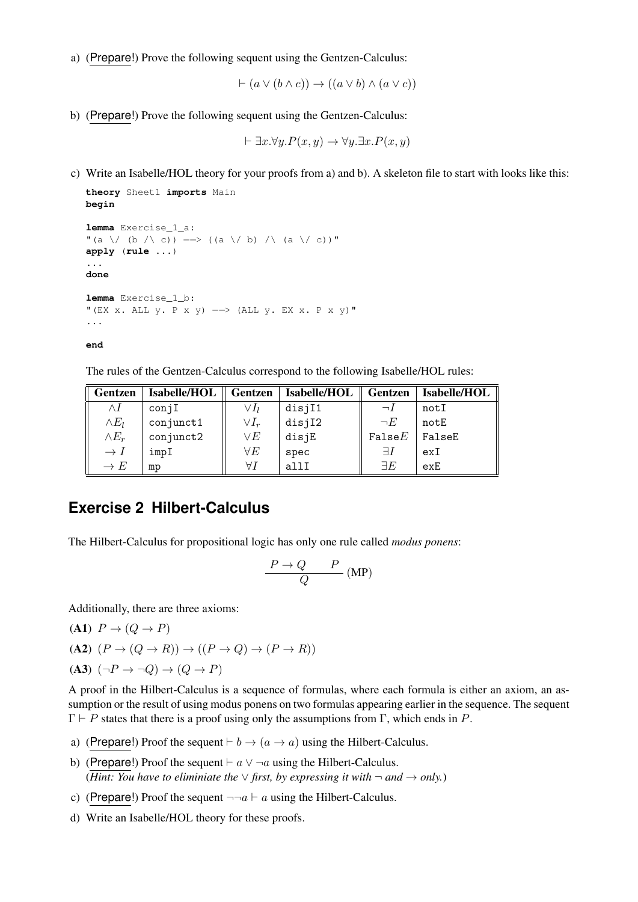a) (Prepare!) Prove the following sequent using the Gentzen-Calculus:

$$\vdash (a \vee (b \wedge c)) \rightarrow ((a \vee b) \wedge (a \vee c))$$

b) (Prepare!) Prove the following sequent using the Gentzen-Calculus:

$$\vdash \exists x. \forall y. P(x, y) \rightarrow \forall y. \exists x. P(x, y)$$

c) Write an Isabelle/HOL theory for your proofs from a) and b). A skeleton file to start with looks like this:

```
theory Sheet1 imports Main
begin

lemma Exercise_1_a:
"(a \/ (b /\ c)) --> ((a \/ b) /\ (a \/ c))"
apply (rule ...)
...
done

lemma Exercise_1_b:
"(EX x. ALL y. P x y) --> (ALL y. EX x. P x y)"
...

end
```

The rules of the Gentzen-Calculus correspond to the following Isabelle/HOL rules:

| Gentzen | Isabelle/HOL | Gentzen | Isabelle/HOL | Gentzen | Isabelle/HOL |
|---|---|---|---|---|---|
| $\wedge I$ | conjI | $\vee I_l$ | disjI1 | $\neg I$ | notI |
| $\wedge E_l$ | conjunct1 | $\vee I_r$ | disjI2 | $\neg E$ | notE |
| $\wedge E_r$ | conjunct2 | $\vee E$ | disjE | False$E$ | FalseE |
| $\rightarrow I$ | impI | $\forall E$ | spec | $\exists I$ | exI |
| $\rightarrow E$ | mp | $\forall I$ | allI | $\exists E$ | exE |

## Exercise 2 Hilbert-Calculus

The Hilbert-Calculus for propositional logic has only one rule called *modus ponens*:

$$\frac{P \rightarrow Q \qquad P}{Q} \text{(MP)}$$

Additionally, there are three axioms:

**(A1)** $P \rightarrow (Q \rightarrow P)$

**(A2)** $(P \rightarrow (Q \rightarrow R)) \rightarrow ((P \rightarrow Q) \rightarrow (P \rightarrow R))$

**(A3)** $(\neg P \rightarrow \neg Q) \rightarrow (Q \rightarrow P)$

A proof in the Hilbert-Calculus is a sequence of formulas, where each formula is either an axiom, an assumption or the result of using modus ponens on two formulas appearing earlier in the sequence. The sequent $\Gamma \vdash P$ states that there is a proof using only the assumptions from $\Gamma$, which ends in $P$.

a) (Prepare!) Proof the sequent $\vdash b \rightarrow (a \rightarrow a)$ using the Hilbert-Calculus.

b) (Prepare!) Proof the sequent $\vdash a \vee \neg a$ using the Hilbert-Calculus.
(*Hint: You have to eliminiate the $\vee$ first, by expressing it with $\neg$ and $\rightarrow$ only.*)

c) (Prepare!) Proof the sequent $\neg\neg a \vdash a$ using the Hilbert-Calculus.

d) Write an Isabelle/HOL theory for these proofs.